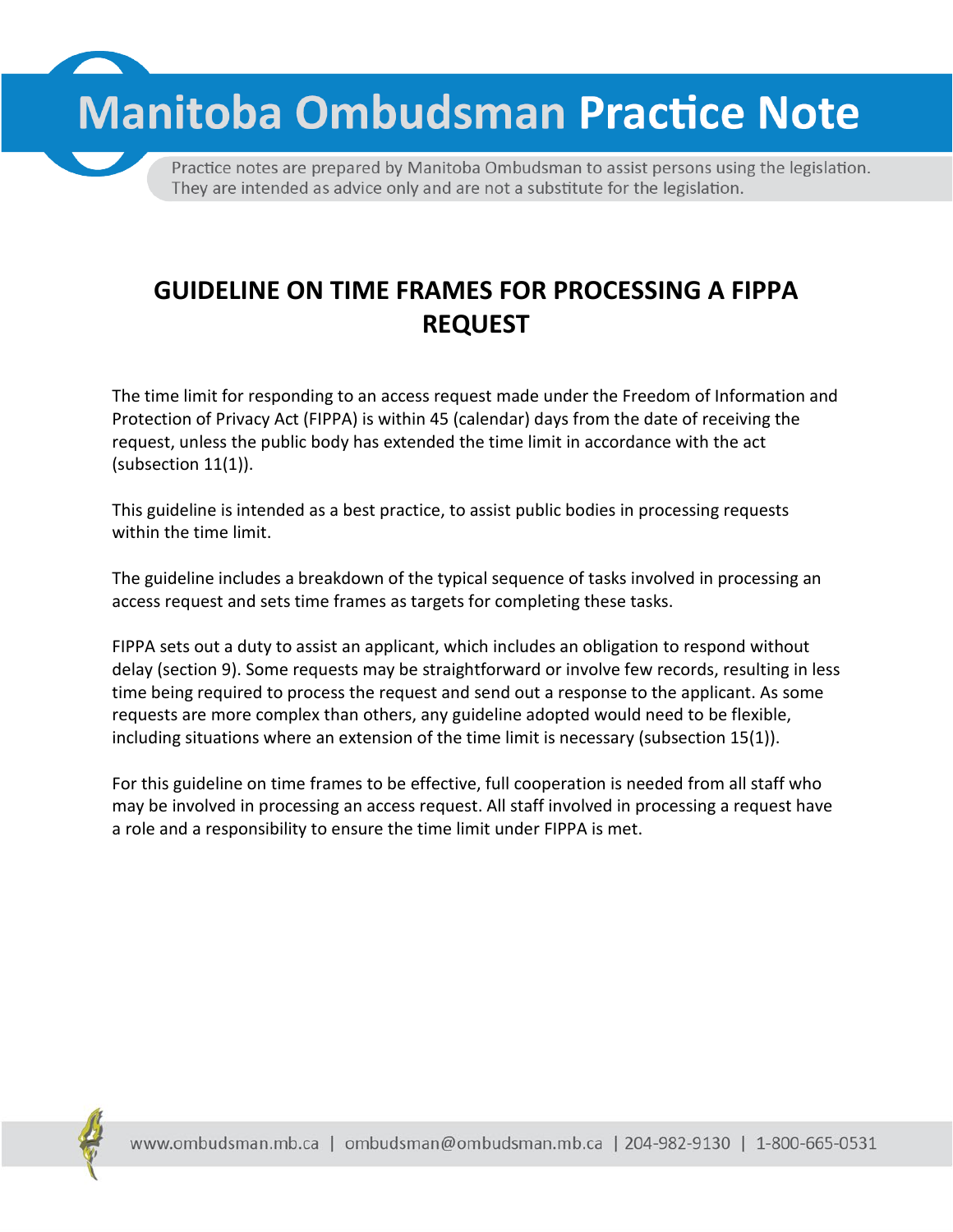# Manitoba Ombudsman Practice Note

Practice notes are prepared by Manitoba Ombudsman to assist persons using the legislation. They are intended as advice only and are not a substitute for the legislation.

## GUIDELINE ON TIME FRAMES FOR PROCESSING A FIPPA REQUEST

The time limit for responding to an access request made under the Freedom of Information and Protection of Privacy Act (FIPPA) is within 45 (calendar) days from the date of receiving the request, unless the public body has extended the time limit in accordance with the act (subsection 11(1)).

This guideline is intended as a best practice, to assist public bodies in processing requests within the time limit.

The guideline includes a breakdown of the typical sequence of tasks involved in processing an access request and sets time frames as targets for completing these tasks.

FIPPA sets out a duty to assist an applicant, which includes an obligation to respond without delay (section 9). Some requests may be straightforward or involve few records, resulting in less time being required to process the request and send out a response to the applicant. As some requests are more complex than others, any guideline adopted would need to be flexible, including situations where an extension of the time limit is necessary (subsection 15(1)).

For this guideline on time frames to be effective, full cooperation is needed from all staff who may be involved in processing an access request. All staff involved in processing a request have a role and a responsibility to ensure the time limit under FIPPA is met.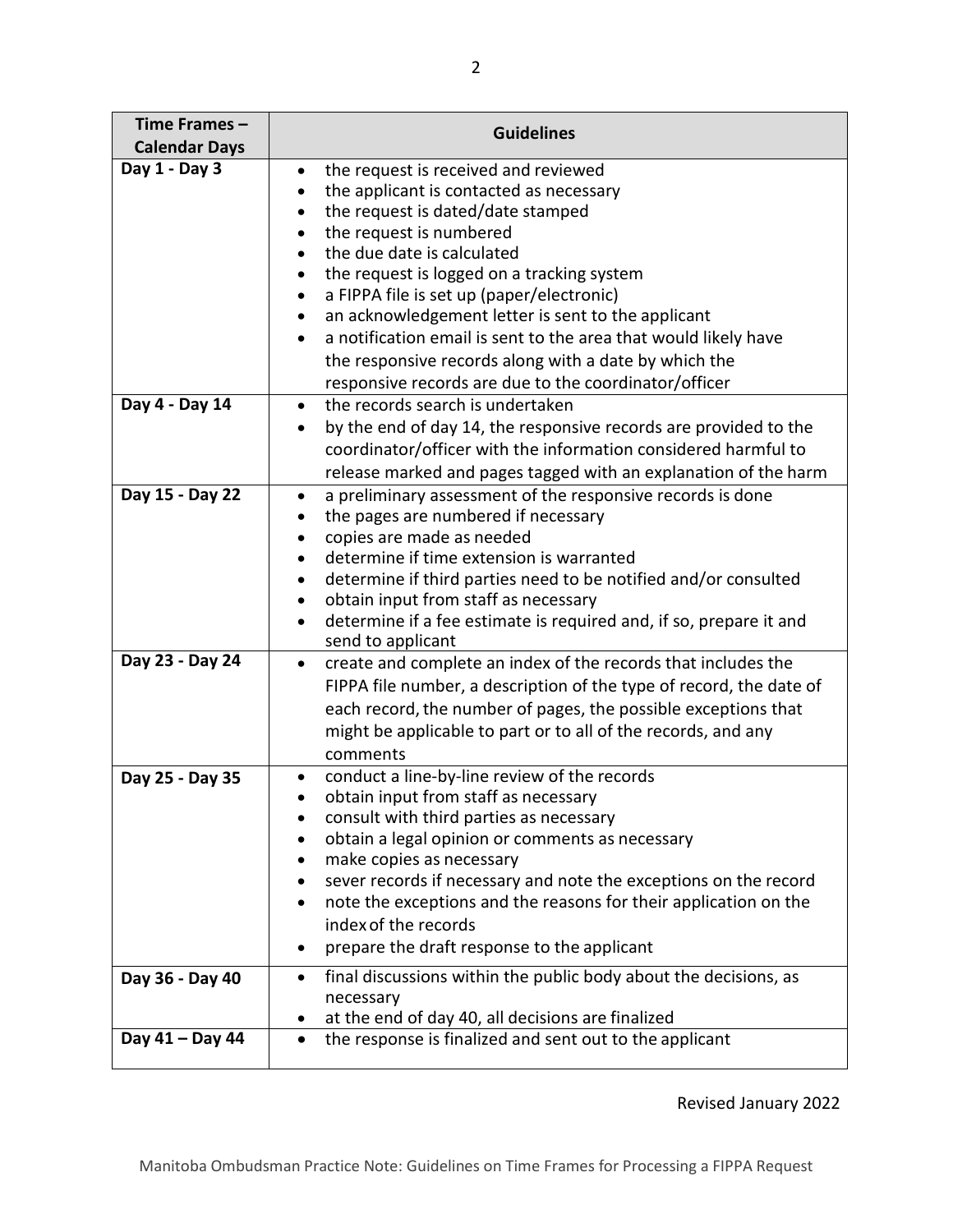| Time Frames – Calendar Days | Guidelines |
| --- | --- |
| Day 1 - Day 3 | • the request is received and reviewed<br>• the applicant is contacted as necessary<br>• the request is dated/date stamped<br>• the request is numbered<br>• the due date is calculated<br>• the request is logged on a tracking system<br>• a FIPPA file is set up (paper/electronic)<br>• an acknowledgement letter is sent to the applicant<br>• a notification email is sent to the area that would likely have the responsive records along with a date by which the responsive records are due to the coordinator/officer |
| Day 4 - Day 14 | • the records search is undertaken<br>• by the end of day 14, the responsive records are provided to the coordinator/officer with the information considered harmful to release marked and pages tagged with an explanation of the harm |
| Day 15 - Day 22 | • a preliminary assessment of the responsive records is done<br>• the pages are numbered if necessary<br>• copies are made as needed<br>• determine if time extension is warranted<br>• determine if third parties need to be notified and/or consulted<br>• obtain input from staff as necessary<br>• determine if a fee estimate is required and, if so, prepare it and send to applicant |
| Day 23 - Day 24 | • create and complete an index of the records that includes the FIPPA file number, a description of the type of record, the date of each record, the number of pages, the possible exceptions that might be applicable to part or to all of the records, and any comments |
| Day 25 - Day 35 | • conduct a line-by-line review of the records<br>• obtain input from staff as necessary<br>• consult with third parties as necessary<br>• obtain a legal opinion or comments as necessary<br>• make copies as necessary<br>• sever records if necessary and note the exceptions on the record<br>• note the exceptions and the reasons for their application on the index of the records<br>• prepare the draft response to the applicant |
| Day 36 - Day 40 | • final discussions within the public body about the decisions, as necessary<br>• at the end of day 40, all decisions are finalized |
| Day 41 – Day 44 | • the response is finalized and sent out to the applicant |

Revised January 2022